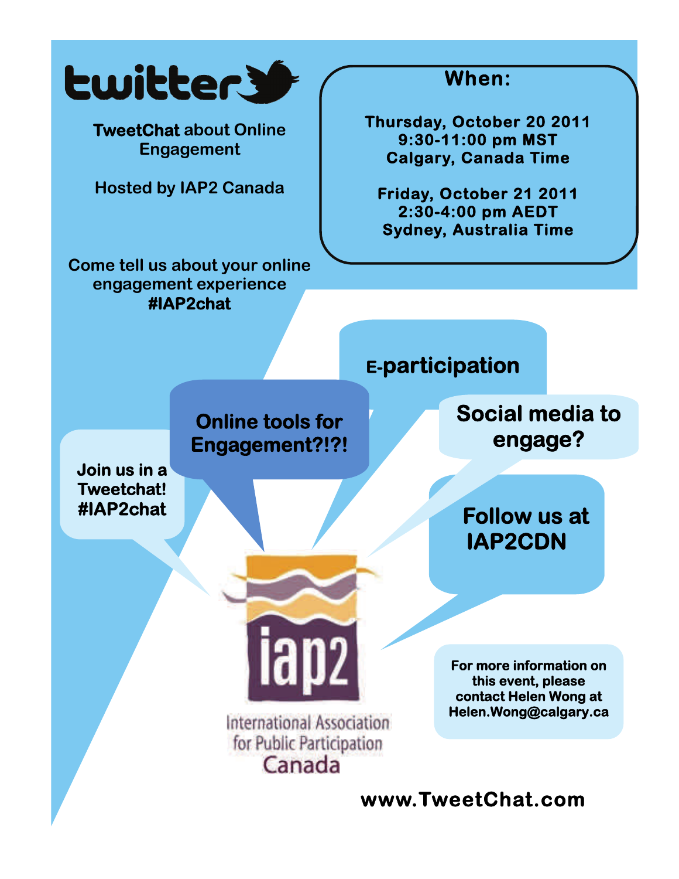# twitter

**TweetChat** about Online Engagement

Hosted by IAP2 Canada

## When:

**Thursday, October 20 2011**
**9:30-11:00 pm MST**
**Calgary, Canada Time**

**Friday, October 21 2011**
**2:30-4:00 pm AEDT**
**Sydney, Australia Time**

Come tell us about your online engagement experience
**#IAP2chat**

**E-participation**

**Online tools for Engagement?!?!**

**Social media to engage?**

**Join us in a Tweetchat! #IAP2chat**

**Follow us at IAP2CDN**

iap2
International Association for Public Participation
Canada

**For more information on this event, please contact Helen Wong at Helen.Wong@calgary.ca**

**www.TweetChat.com**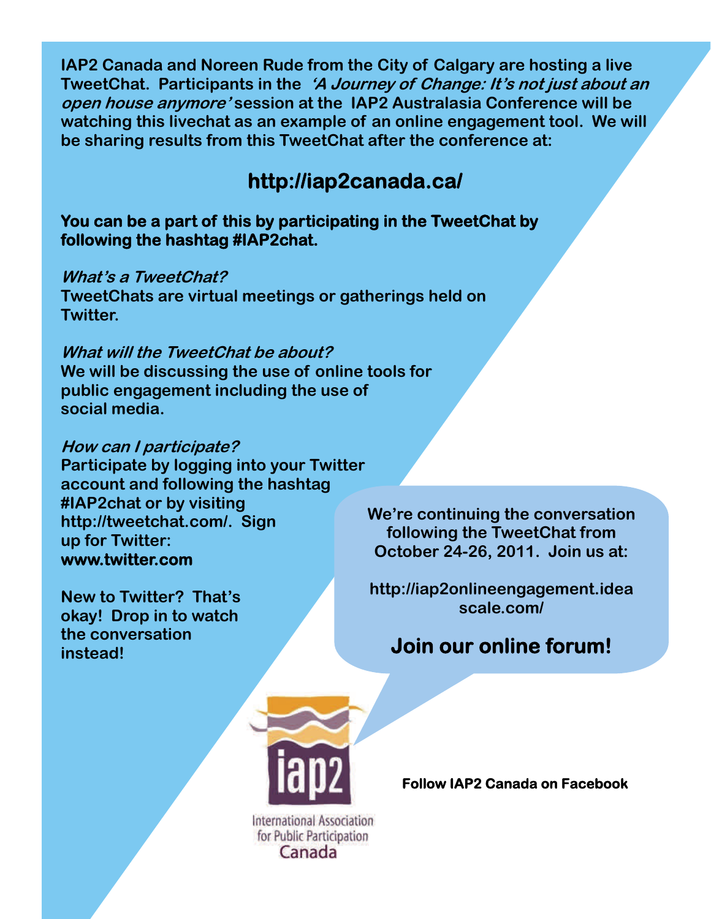**IAP2 Canada and Noreen Rude from the City of Calgary are hosting a live TweetChat. Participants in the *'A Journey of Change: It's not just about an open house anymore'* session at the IAP2 Australasia Conference will be watching this livechat as an example of an online engagement tool. We will be sharing results from this TweetChat after the conference at:**

## http://iap2canada.ca/

**You can be a part of this by participating in the TweetChat by following the hashtag #IAP2chat.**

***What's a TweetChat?***

**TweetChats are virtual meetings or gatherings held on Twitter.**

***What will the TweetChat be about?***

**We will be discussing the use of online tools for public engagement including the use of social media.**

***How can I participate?***

**Participate by logging into your Twitter account and following the hashtag #IAP2chat or by visiting http://tweetchat.com/. Sign up for Twitter: www.twitter.com**

**New to Twitter? That's okay! Drop in to watch the conversation instead!**

**We're continuing the conversation following the TweetChat from October 24-26, 2011. Join us at:**

**http://iap2onlineengagement.ideascale.com/**

## Join our online forum!

iap2

International Association for Public Participation Canada

**Follow IAP2 Canada on Facebook**